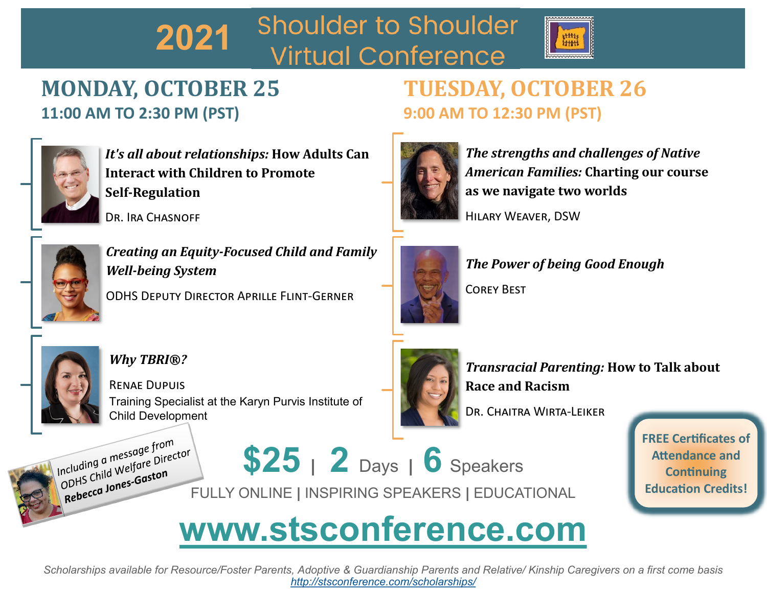# 2021 Shoulder to Shoulder Virtual Conference

## MONDAY, OCTOBER 25

**11:00 AM TO 2:30 PM (PST)**

***It's all about relationships:* How Adults Can Interact with Children to Promote Self-Regulation**

DR. IRA CHASNOFF

***Creating an Equity-Focused Child and Family Well-being System***

ODHS DEPUTY DIRECTOR APRILLE FLINT-GERNER

***Why TBRI®?***

RENAE DUPUIS
Training Specialist at the Karyn Purvis Institute of Child Development

## TUESDAY, OCTOBER 26

**9:00 AM TO 12:30 PM (PST)**

***The strengths and challenges of Native American Families:* Charting our course as we navigate two worlds**

HILARY WEAVER, DSW

***The Power of being Good Enough***

COREY BEST

***Transracial Parenting:* How to Talk about Race and Racism**

DR. CHAITRA WIRTA-LEIKER

Including a message from ODHS Child Welfare Director ***Rebecca Jones-Gaston***

**$25 | 2 Days | 6 Speakers**

FULLY ONLINE | INSPIRING SPEAKERS | EDUCATIONAL

**FREE Certificates of Attendance and Continuing Education Credits!**

**www.stsconference.com**

*Scholarships available for Resource/Foster Parents, Adoptive & Guardianship Parents and Relative/ Kinship Caregivers on a first come basis*
http://stsconference.com/scholarships/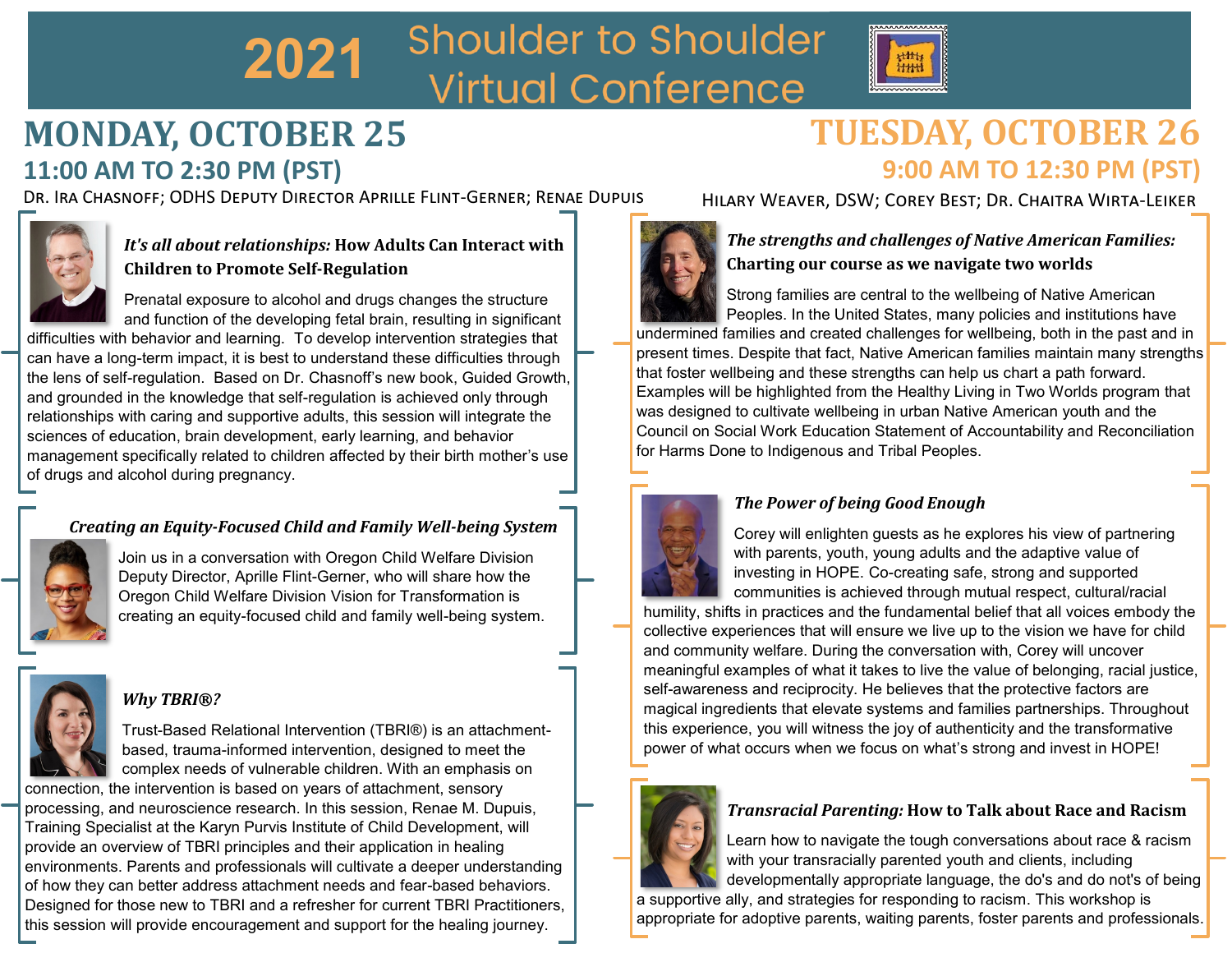# 2021 Shoulder to Shoulder Virtual Conference

## MONDAY, OCTOBER 25

### 11:00 AM TO 2:30 PM (PST)

DR. IRA CHASNOFF; ODHS DEPUTY DIRECTOR APRILLE FLINT-GERNER; RENAE DUPUIS

**_It's all about relationships:_ How Adults Can Interact with Children to Promote Self-Regulation**

Prenatal exposure to alcohol and drugs changes the structure and function of the developing fetal brain, resulting in significant difficulties with behavior and learning. To develop intervention strategies that can have a long-term impact, it is best to understand these difficulties through the lens of self-regulation. Based on Dr. Chasnoff's new book, Guided Growth, and grounded in the knowledge that self-regulation is achieved only through relationships with caring and supportive adults, this session will integrate the sciences of education, brain development, early learning, and behavior management specifically related to children affected by their birth mother's use of drugs and alcohol during pregnancy.

***Creating an Equity-Focused Child and Family Well-being System***

Join us in a conversation with Oregon Child Welfare Division Deputy Director, Aprille Flint-Gerner, who will share how the Oregon Child Welfare Division Vision for Transformation is creating an equity-focused child and family well-being system.

***Why TBRI®?***

Trust-Based Relational Intervention (TBRI®) is an attachment-based, trauma-informed intervention, designed to meet the complex needs of vulnerable children. With an emphasis on connection, the intervention is based on years of attachment, sensory processing, and neuroscience research. In this session, Renae M. Dupuis, Training Specialist at the Karyn Purvis Institute of Child Development, will provide an overview of TBRI principles and their application in healing environments. Parents and professionals will cultivate a deeper understanding of how they can better address attachment needs and fear-based behaviors. Designed for those new to TBRI and a refresher for current TBRI Practitioners, this session will provide encouragement and support for the healing journey.

## TUESDAY, OCTOBER 26

### 9:00 AM TO 12:30 PM (PST)

HILARY WEAVER, DSW; COREY BEST; DR. CHAITRA WIRTA-LEIKER

***The strengths and challenges of Native American Families:* Charting our course as we navigate two worlds**

Strong families are central to the wellbeing of Native American Peoples. In the United States, many policies and institutions have undermined families and created challenges for wellbeing, both in the past and in present times. Despite that fact, Native American families maintain many strengths that foster wellbeing and these strengths can help us chart a path forward. Examples will be highlighted from the Healthy Living in Two Worlds program that was designed to cultivate wellbeing in urban Native American youth and the Council on Social Work Education Statement of Accountability and Reconciliation for Harms Done to Indigenous and Tribal Peoples.

***The Power of being Good Enough***

Corey will enlighten guests as he explores his view of partnering with parents, youth, young adults and the adaptive value of investing in HOPE. Co-creating safe, strong and supported communities is achieved through mutual respect, cultural/racial humility, shifts in practices and the fundamental belief that all voices embody the collective experiences that will ensure we live up to the vision we have for child and community welfare. During the conversation with, Corey will uncover meaningful examples of what it takes to live the value of belonging, racial justice, self-awareness and reciprocity. He believes that the protective factors are magical ingredients that elevate systems and families partnerships. Throughout this experience, you will witness the joy of authenticity and the transformative power of what occurs when we focus on what's strong and invest in HOPE!

**_Transracial Parenting:_ How to Talk about Race and Racism**

Learn how to navigate the tough conversations about race & racism with your transracially parented youth and clients, including developmentally appropriate language, the do's and do not's of being a supportive ally, and strategies for responding to racism. This workshop is appropriate for adoptive parents, waiting parents, foster parents and professionals.